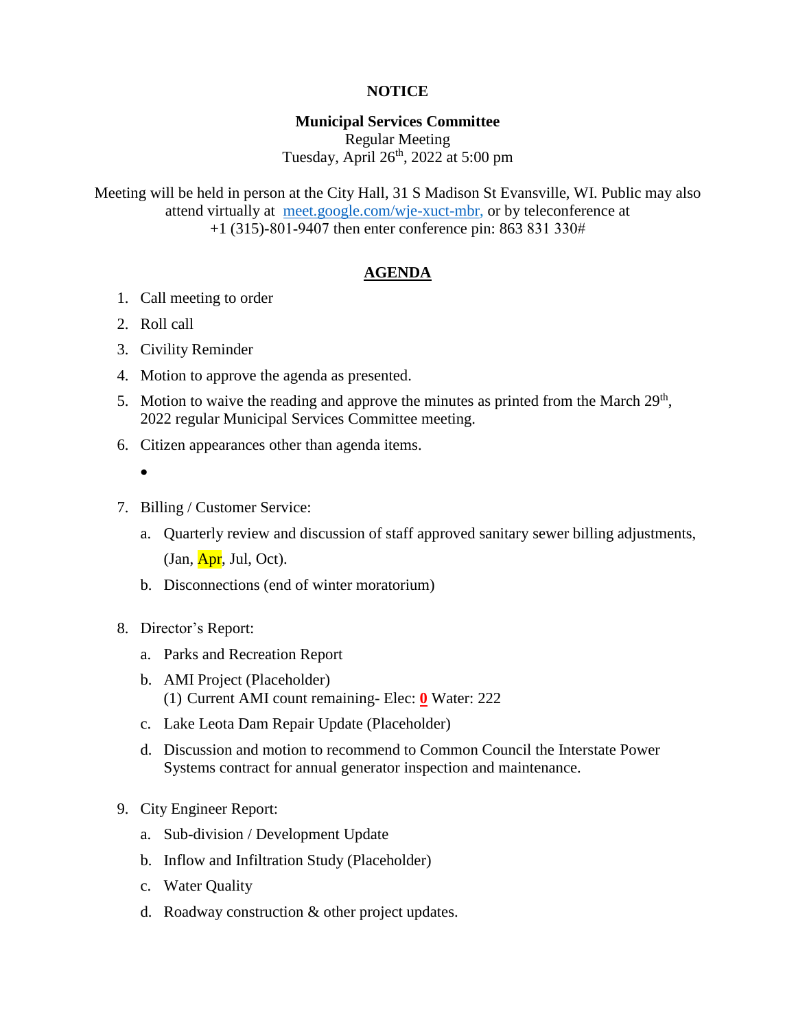**NOTICE**

**Municipal Services Committee**
Regular Meeting
Tuesday, April 26th, 2022 at 5:00 pm

Meeting will be held in person at the City Hall, 31 S Madison St Evansville, WI. Public may also attend virtually at meet.google.com/wje-xuct-mbr, or by teleconference at +1 (315)-801-9407 then enter conference pin: 863 831 330#

## AGENDA

1. Call meeting to order
2. Roll call
3. Civility Reminder
4. Motion to approve the agenda as presented.
5. Motion to waive the reading and approve the minutes as printed from the March 29th, 2022 regular Municipal Services Committee meeting.
6. Citizen appearances other than agenda items.
   -
7. Billing / Customer Service:
   a. Quarterly review and discussion of staff approved sanitary sewer billing adjustments, (Jan, Apr, Jul, Oct).
   b. Disconnections (end of winter moratorium)
8. Director's Report:
   a. Parks and Recreation Report
   b. AMI Project (Placeholder)
      (1) Current AMI count remaining- Elec: **0** Water: 222
   c. Lake Leota Dam Repair Update (Placeholder)
   d. Discussion and motion to recommend to Common Council the Interstate Power Systems contract for annual generator inspection and maintenance.
9. City Engineer Report:
   a. Sub-division / Development Update
   b. Inflow and Infiltration Study (Placeholder)
   c. Water Quality
   d. Roadway construction & other project updates.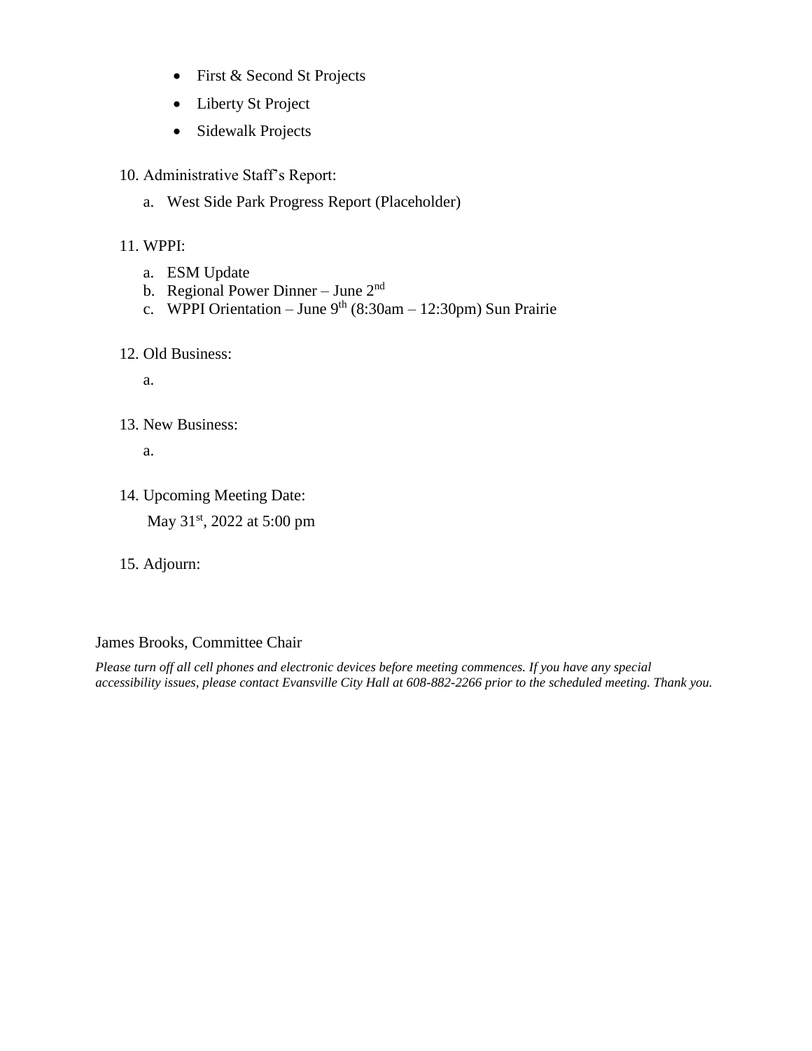- First & Second St Projects
- Liberty St Project
- Sidewalk Projects

10. Administrative Staff's Report:
    a. West Side Park Progress Report (Placeholder)

11. WPPI:
    a. ESM Update
    b. Regional Power Dinner – June 2nd
    c. WPPI Orientation – June 9th (8:30am – 12:30pm) Sun Prairie

12. Old Business:
    a.

13. New Business:
    a.

14. Upcoming Meeting Date:
    May 31st, 2022 at 5:00 pm

15. Adjourn:

James Brooks, Committee Chair

*Please turn off all cell phones and electronic devices before meeting commences. If you have any special accessibility issues, please contact Evansville City Hall at 608-882-2266 prior to the scheduled meeting. Thank you.*